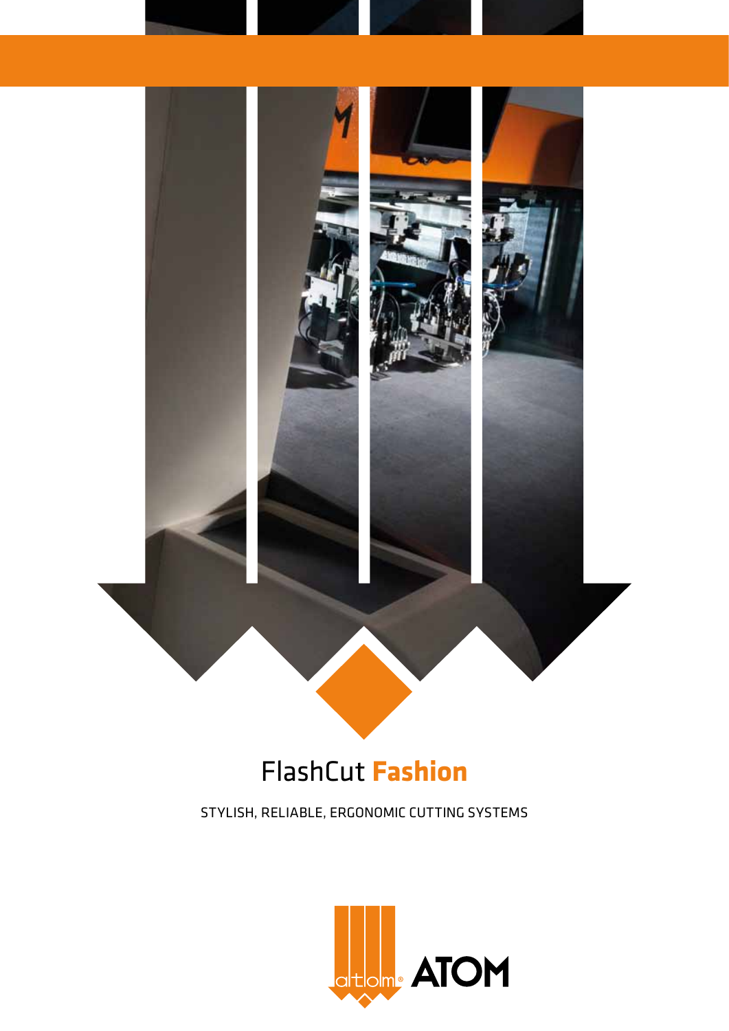# FlashCut **Fashion**

STYLISH, RELIABLE, ERGONOMIC CUTTING SYSTEMS

atom ATOM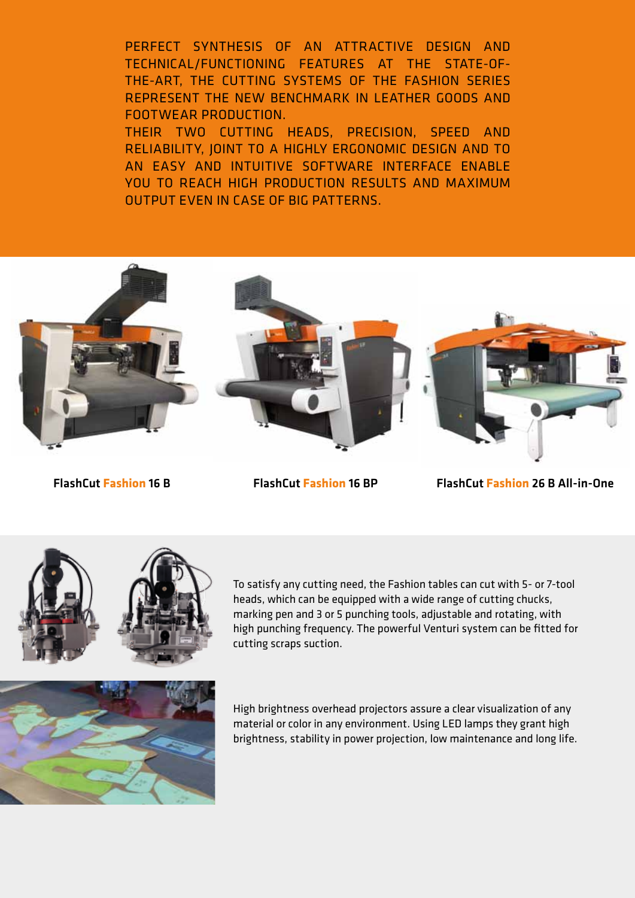PERFECT SYNTHESIS OF AN ATTRACTIVE DESIGN AND TECHNICAL/FUNCTIONING FEATURES AT THE STATE-OF-THE-ART, THE CUTTING SYSTEMS OF THE FASHION SERIES REPRESENT THE NEW BENCHMARK IN LEATHER GOODS AND FOOTWEAR PRODUCTION.
THEIR TWO CUTTING HEADS, PRECISION, SPEED AND RELIABILITY, JOINT TO A HIGHLY ERGONOMIC DESIGN AND TO AN EASY AND INTUITIVE SOFTWARE INTERFACE ENABLE YOU TO REACH HIGH PRODUCTION RESULTS AND MAXIMUM OUTPUT EVEN IN CASE OF BIG PATTERNS.

**FlashCut Fashion 16 B**

**FlashCut Fashion 16 BP**

**FlashCut Fashion 26 B All-in-One**

To satisfy any cutting need, the Fashion tables can cut with 5- or 7-tool heads, which can be equipped with a wide range of cutting chucks, marking pen and 3 or 5 punching tools, adjustable and rotating, with high punching frequency. The powerful Venturi system can be fitted for cutting scraps suction.

High brightness overhead projectors assure a clear visualization of any material or color in any environment. Using LED lamps they grant high brightness, stability in power projection, low maintenance and long life.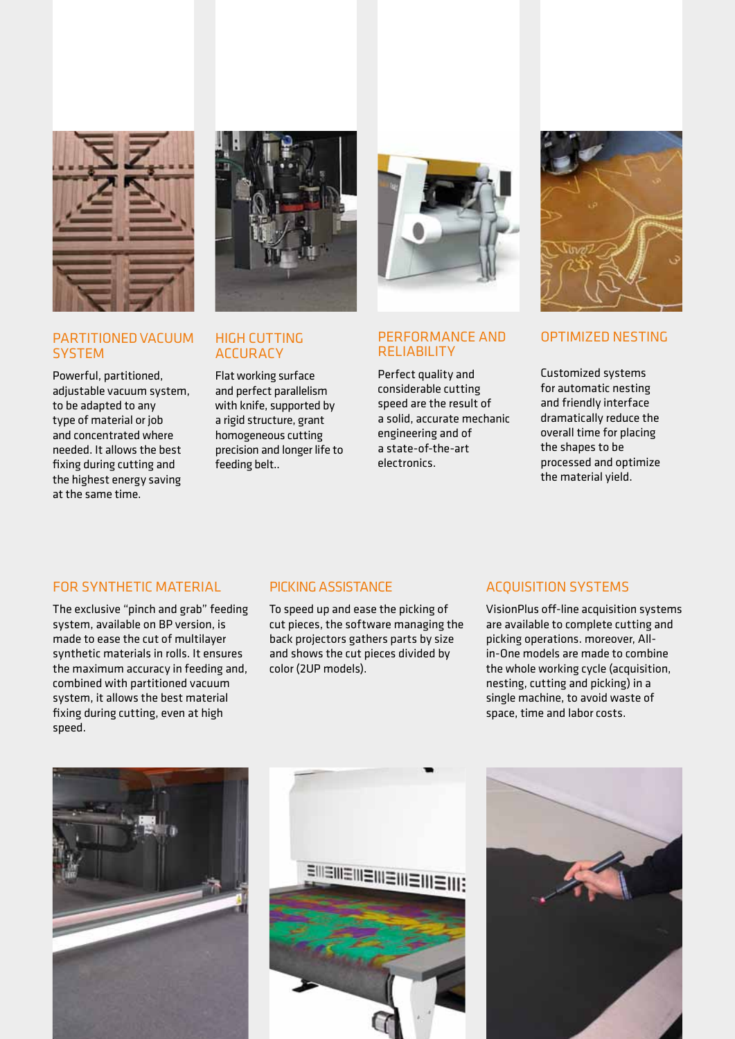## PARTITIONED VACUUM SYSTEM

Powerful, partitioned, adjustable vacuum system, to be adapted to any type of material or job and concentrated where needed. It allows the best fixing during cutting and the highest energy saving at the same time.

## HIGH CUTTING ACCURACY

Flat working surface and perfect parallelism with knife, supported by a rigid structure, grant homogeneous cutting precision and longer life to feeding belt..

## PERFORMANCE AND RELIABILITY

Perfect quality and considerable cutting speed are the result of a solid, accurate mechanic engineering and of a state-of-the-art electronics.

## OPTIMIZED NESTING

Customized systems for automatic nesting and friendly interface dramatically reduce the overall time for placing the shapes to be processed and optimize the material yield.

## FOR SYNTHETIC MATERIAL

The exclusive "pinch and grab" feeding system, available on BP version, is made to ease the cut of multilayer synthetic materials in rolls. It ensures the maximum accuracy in feeding and, combined with partitioned vacuum system, it allows the best material fixing during cutting, even at high speed.

## PICKING ASSISTANCE

To speed up and ease the picking of cut pieces, the software managing the back projectors gathers parts by size and shows the cut pieces divided by color (2UP models).

## ACQUISITION SYSTEMS

VisionPlus off-line acquisition systems are available to complete cutting and picking operations. moreover, All-in-One models are made to combine the whole working cycle (acquisition, nesting, cutting and picking) in a single machine, to avoid waste of space, time and labor costs.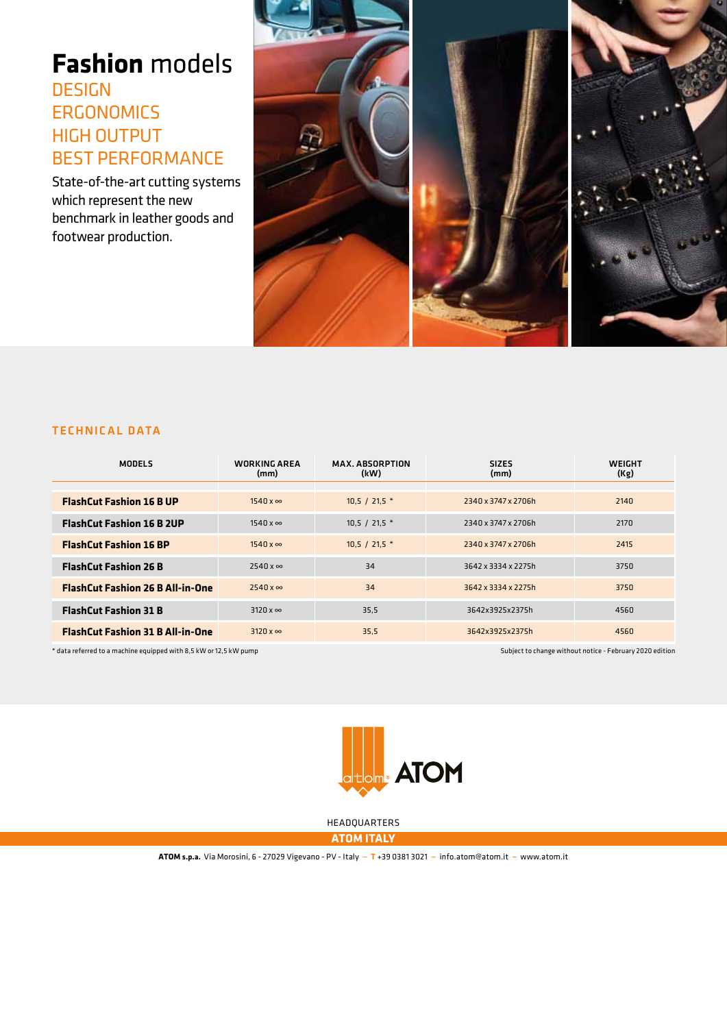# **Fashion** models

## DESIGN
## ERGONOMICS
## HIGH OUTPUT
## BEST PERFORMANCE

State-of-the-art cutting systems which represent the new benchmark in leather goods and footwear production.

## TECHNICAL DATA

| MODELS | WORKING AREA (mm) | MAX. ABSORPTION (kW) | SIZES (mm) | WEIGHT (Kg) |
|---|---|---|---|---|
| **FlashCut Fashion 16 B UP** | 1540 x ∞ | 10,5 / 21,5 * | 2340 x 3747 x 2706h | 2140 |
| **FlashCut Fashion 16 B 2UP** | 1540 x ∞ | 10,5 / 21,5 * | 2340 x 3747 x 2706h | 2170 |
| **FlashCut Fashion 16 BP** | 1540 x ∞ | 10,5 / 21,5 * | 2340 x 3747 x 2706h | 2415 |
| **FlashCut Fashion 26 B** | 2540 x ∞ | 34 | 3642 x 3334 x 2275h | 3750 |
| **FlashCut Fashion 26 B All-in-One** | 2540 x ∞ | 34 | 3642 x 3334 x 2275h | 3750 |
| **FlashCut Fashion 31 B** | 3120 x ∞ | 35,5 | 3642x3925x2375h | 4560 |
| **FlashCut Fashion 31 B All-in-One** | 3120 x ∞ | 35,5 | 3642x3925x2375h | 4560 |

* data referred to a machine equipped with 8,5 kW or 12,5 kW pump

Subject to change without notice - February 2020 edition

atom ATOM

HEADQUARTERS

**ATOM ITALY**

**ATOM s.p.a.** Via Morosini, 6 - 27029 Vigevano - PV - Italy – T +39 0381 3021 – info.atom@atom.it – www.atom.it